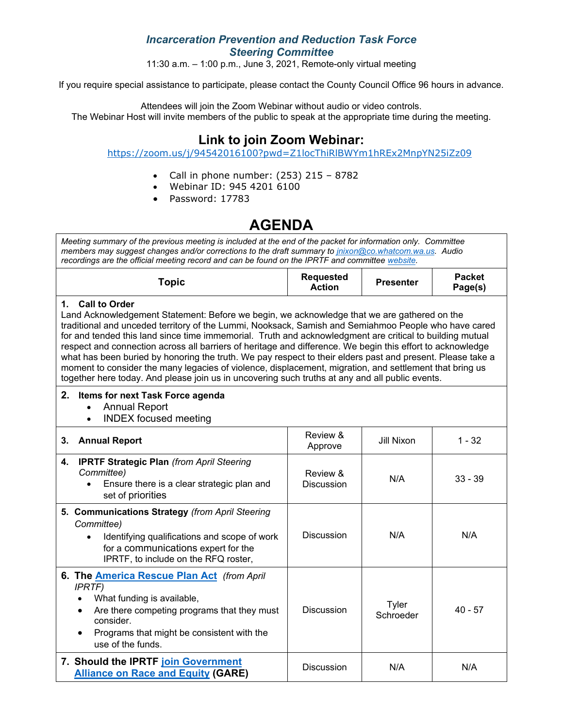# *Incarceration Prevention and Reduction Task Force*
## *Steering Committee*

11:30 a.m. – 1:00 p.m., June 3, 2021, Remote-only virtual meeting

If you require special assistance to participate, please contact the County Council Office 96 hours in advance.

Attendees will join the Zoom Webinar without audio or video controls.
The Webinar Host will invite members of the public to speak at the appropriate time during the meeting.

## Link to join Zoom Webinar:

https://zoom.us/j/94542016100?pwd=Z1locThiRlBWYm1hREx2MnpYN25iZz09

- Call in phone number: (253) 215 – 8782
- Webinar ID: 945 4201 6100
- Password: 17783

# AGENDA

*Meeting summary of the previous meeting is included at the end of the packet for information only. Committee members may suggest changes and/or corrections to the draft summary to jnixon@co.whatcom.wa.us. Audio recordings are the official meeting record and can be found on the IPRTF and committee website.*

| Topic | Requested Action | Presenter | Packet Page(s) |
|---|---|---|---|
| **1. Call to Order**<br>Land Acknowledgement Statement: Before we begin, we acknowledge that we are gathered on the traditional and unceded territory of the Lummi, Nooksack, Samish and Semiahmoo People who have cared for and tended this land since time immemorial. Truth and acknowledgment are critical to building mutual respect and connection across all barriers of heritage and difference. We begin this effort to acknowledge what has been buried by honoring the truth. We pay respect to their elders past and present. Please take a moment to consider the many legacies of violence, displacement, migration, and settlement that bring us together here today. And please join us in uncovering such truths at any and all public events. | | | |
| **2. Items for next Task Force agenda**<br>• Annual Report<br>• INDEX focused meeting | | | |
| **3. Annual Report** | Review & Approve | Jill Nixon | 1 - 32 |
| **4. IPRTF Strategic Plan** *(from April Steering Committee)*<br>• Ensure there is a clear strategic plan and set of priorities | Review & Discussion | N/A | 33 - 39 |
| **5. Communications Strategy** *(from April Steering Committee)*<br>• Identifying qualifications and scope of work for a communications expert for the IPRTF, to include on the RFQ roster, | Discussion | N/A | N/A |
| **6. The America Rescue Plan Act** *(from April IPRTF)*<br>• What funding is available,<br>• Are there competing programs that they must consider.<br>• Programs that might be consistent with the use of the funds. | Discussion | Tyler Schroeder | 40 - 57 |
| **7. Should the IPRTF join Government Alliance on Race and Equity (GARE)** | Discussion | N/A | N/A |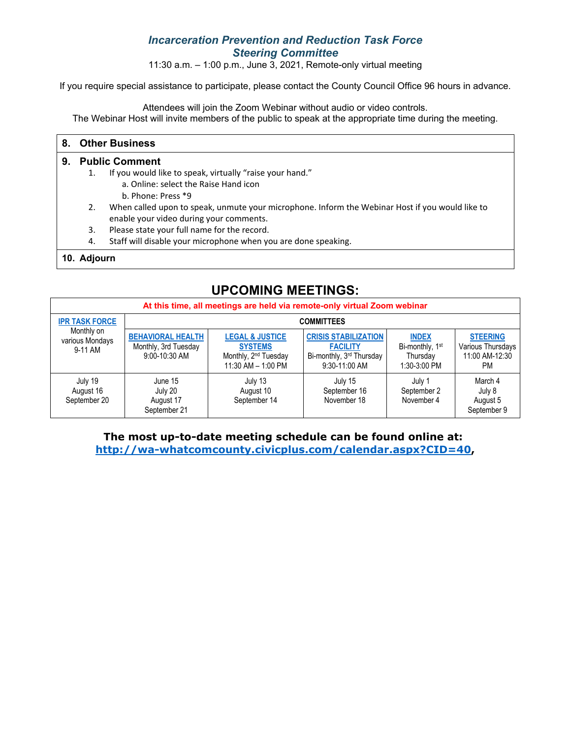***Incarceration Prevention and Reduction Task Force***
***Steering Committee***

11:30 a.m. – 1:00 p.m., June 3, 2021, Remote-only virtual meeting

If you require special assistance to participate, please contact the County Council Office 96 hours in advance.

Attendees will join the Zoom Webinar without audio or video controls.
The Webinar Host will invite members of the public to speak at the appropriate time during the meeting.

**8. Other Business**

**9. Public Comment**

1. If you would like to speak, virtually "raise your hand."
   a. Online: select the Raise Hand icon
   b. Phone: Press *9
2. When called upon to speak, unmute your microphone. Inform the Webinar Host if you would like to enable your video during your comments.
3. Please state your full name for the record.
4. Staff will disable your microphone when you are done speaking.

**10. Adjourn**

## UPCOMING MEETINGS:

**At this time, all meetings are held via remote-only virtual Zoom webinar**

| IPR TASK FORCE | COMMITTEES | | | | |
|---|---|---|---|---|---|
| | **BEHAVIORAL HEALTH** Monthly, 3rd Tuesday 9:00-10:30 AM | **LEGAL & JUSTICE SYSTEMS** Monthly, 2nd Tuesday 11:30 AM – 1:00 PM | **CRISIS STABILIZATION FACILITY** Bi-monthly, 3rd Thursday 9:30-11:00 AM | **INDEX** Bi-monthly, 1st Thursday 1:30-3:00 PM | **STEERING** Various Thursdays 11:00 AM-12:30 PM |
| Monthly on various Mondays 9-11 AM | | | | | |
| July 19<br>August 16<br>September 20 | June 15<br>July 20<br>August 17<br>September 21 | July 13<br>August 10<br>September 14 | July 15<br>September 16<br>November 18 | July 1<br>September 2<br>November 4 | March 4<br>July 8<br>August 5<br>September 9 |

**The most up-to-date meeting schedule can be found online at:**
**http://wa-whatcomcounty.civicplus.com/calendar.aspx?CID=40,**